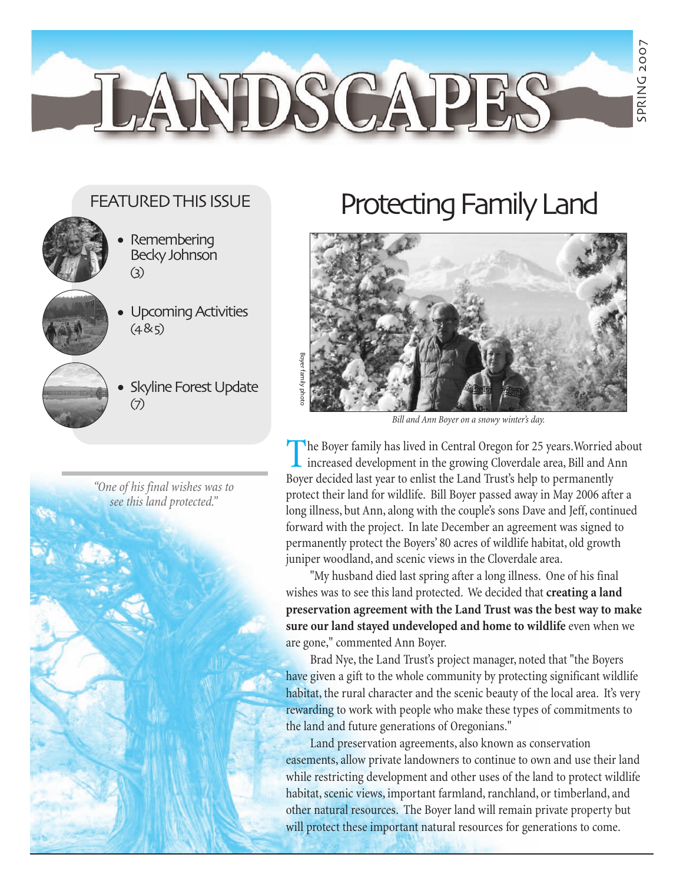# LANDSCAPES

SPRING 2007

## FEATURED THIS ISSUE

- Remembering Becky Johnson (3)
- Upcoming Activities (4 & 5)
- Skyline Forest Update (7)

*"One of his final wishes was to see this land protected."*

# Protecting Family Land

Boyer family photo

*Bill and Ann Boyer on a snowy winter's day.*

The Boyer family has lived in Central Oregon for 25 years. Worried about increased development in the growing Cloverdale area, Bill and Ann Boyer decided last year to enlist the Land Trust's help to permanently protect their land for wildlife. Bill Boyer passed away in May 2006 after a long illness, but Ann, along with the couple's sons Dave and Jeff, continued forward with the project. In late December an agreement was signed to permanently protect the Boyers' 80 acres of wildlife habitat, old growth juniper woodland, and scenic views in the Cloverdale area.

"My husband died last spring after a long illness. One of his final wishes was to see this land protected. We decided that **creating a land preservation agreement with the Land Trust was the best way to make sure our land stayed undeveloped and home to wildlife** even when we are gone," commented Ann Boyer.

Brad Nye, the Land Trust's project manager, noted that "the Boyers have given a gift to the whole community by protecting significant wildlife habitat, the rural character and the scenic beauty of the local area. It's very rewarding to work with people who make these types of commitments to the land and future generations of Oregonians."

Land preservation agreements, also known as conservation easements, allow private landowners to continue to own and use their land while restricting development and other uses of the land to protect wildlife habitat, scenic views, important farmland, ranchland, or timberland, and other natural resources. The Boyer land will remain private property but will protect these important natural resources for generations to come.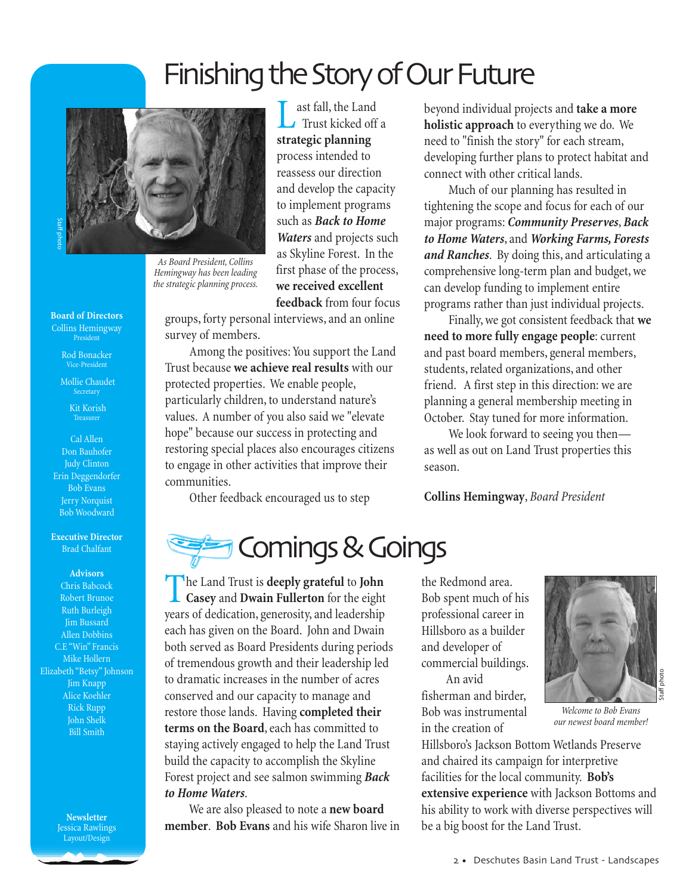# Finishing the Story of Our Future

*As Board President, Collins Hemingway has been leading the strategic planning process.*

Last fall, the Land Trust kicked off a **strategic planning** process intended to reassess our direction and develop the capacity to implement programs such as ***Back to Home Waters*** and projects such as Skyline Forest. In the first phase of the process, **we received excellent feedback** from four focus groups, forty personal interviews, and an online survey of members.

Among the positives: You support the Land Trust because **we achieve real results** with our protected properties. We enable people, particularly children, to understand nature's values. A number of you also said we "elevate hope" because our success in protecting and restoring special places also encourages citizens to engage in other activities that improve their communities.

Other feedback encouraged us to step beyond individual projects and **take a more holistic approach** to everything we do. We need to "finish the story" for each stream, developing further plans to protect habitat and connect with other critical lands.

Much of our planning has resulted in tightening the scope and focus for each of our major programs: ***Community Preserves***, ***Back to Home Waters***, and ***Working Farms, Forests and Ranches***. By doing this, and articulating a comprehensive long-term plan and budget, we can develop funding to implement entire programs rather than just individual projects.

Finally, we got consistent feedback that **we need to more fully engage people**: current and past board members, general members, students, related organizations, and other friend. A first step in this direction: we are planning a general membership meeting in October. Stay tuned for more information.

We look forward to seeing you then—as well as out on Land Trust properties this season.

**Collins Hemingway**, *Board President*

**Board of Directors**
Collins Hemingway
President

Rod Bonacker
Vice-President

Mollie Chaudet
Secretary

Kit Korish
Treasurer

Cal Allen
Don Bauhofer
Judy Clinton
Erin Deggendorfer
Bob Evans
Jerry Norquist
Bob Woodward

**Executive Director**
Brad Chalfant

**Advisors**
Chris Babcock
Robert Brunoe
Ruth Burleigh
Jim Bussard
Allen Dobbins
C.E "Win" Francis
Mike Hollern
Elizabeth "Betsy" Johnson
Jim Knapp
Alice Koehler
Rick Rupp
John Shelk
Bill Smith

**Newsletter**
Jessica Rawlings
Layout/Design

# Comings & Goings

The Land Trust is **deeply grateful** to **John Casey** and **Dwain Fullerton** for the eight years of dedication, generosity, and leadership each has given on the Board. John and Dwain both served as Board Presidents during periods of tremendous growth and their leadership led to dramatic increases in the number of acres conserved and our capacity to manage and restore those lands. Having **completed their terms on the Board**, each has committed to staying actively engaged to help the Land Trust build the capacity to accomplish the Skyline Forest project and see salmon swimming ***Back to Home Waters***.

We are also pleased to note a **new board member**. **Bob Evans** and his wife Sharon live in the Redmond area. Bob spent much of his professional career in Hillsboro as a builder and developer of commercial buildings.

An avid fisherman and birder, Bob was instrumental in the creation of Hillsboro's Jackson Bottom Wetlands Preserve and chaired its campaign for interpretive facilities for the local community. **Bob's extensive experience** with Jackson Bottoms and his ability to work with diverse perspectives will be a big boost for the Land Trust.

*Welcome to Bob Evans our newest board member!*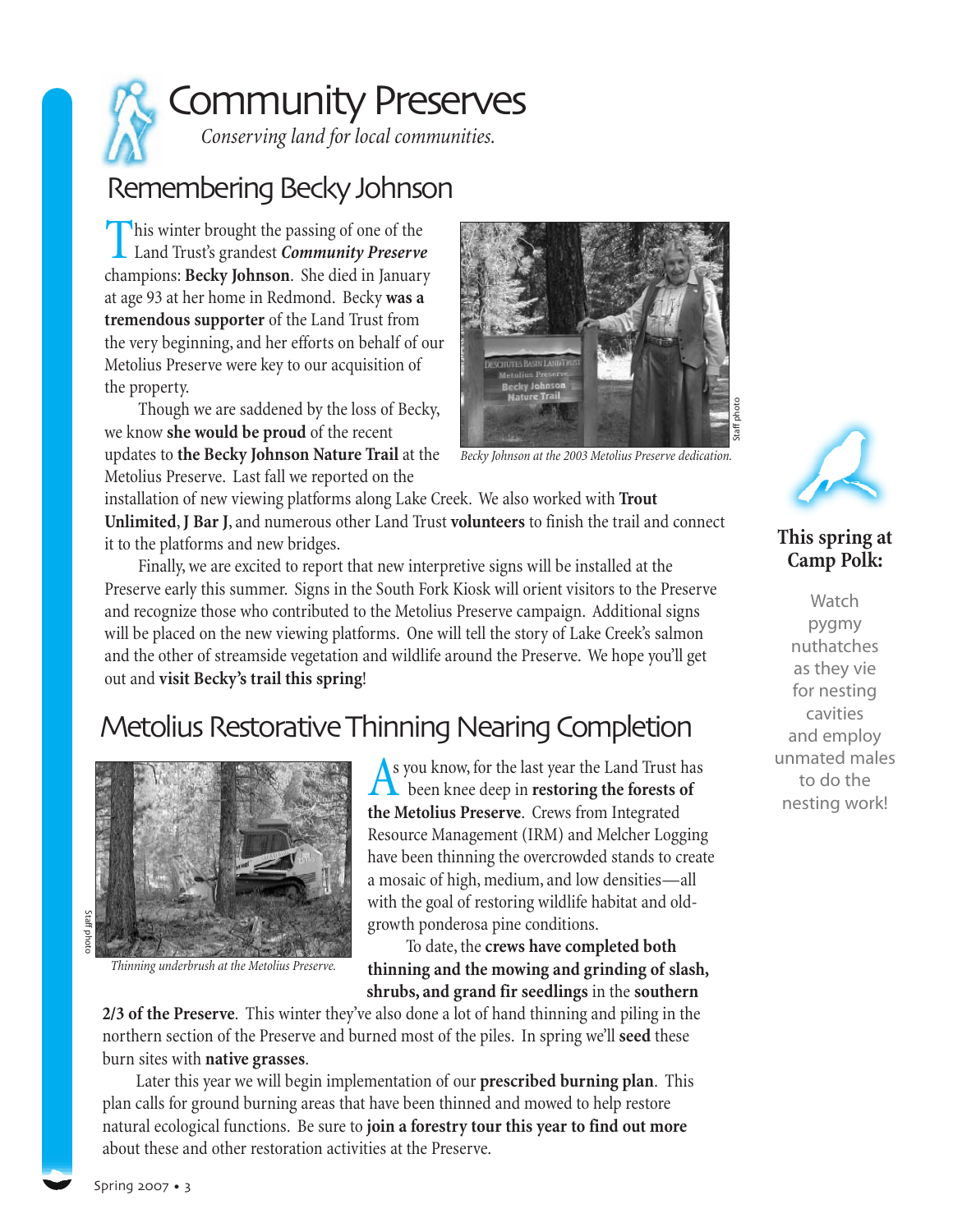# Community Preserves

*Conserving land for local communities.*

## Remembering Becky Johnson

This winter brought the passing of one of the Land Trust's grandest ***Community Preserve*** champions: **Becky Johnson**. She died in January at age 93 at her home in Redmond. Becky **was a tremendous supporter** of the Land Trust from the very beginning, and her efforts on behalf of our Metolius Preserve were key to our acquisition of the property.

Though we are saddened by the loss of Becky, we know **she would be proud** of the recent updates to **the Becky Johnson Nature Trail** at the Metolius Preserve. Last fall we reported on the installation of new viewing platforms along Lake Creek. We also worked with **Trout Unlimited**, **J Bar J**, and numerous other Land Trust **volunteers** to finish the trail and connect it to the platforms and new bridges.

*Becky Johnson at the 2003 Metolius Preserve dedication.*

Finally, we are excited to report that new interpretive signs will be installed at the Preserve early this summer. Signs in the South Fork Kiosk will orient visitors to the Preserve and recognize those who contributed to the Metolius Preserve campaign. Additional signs will be placed on the new viewing platforms. One will tell the story of Lake Creek's salmon and the other of streamside vegetation and wildlife around the Preserve. We hope you'll get out and **visit Becky's trail this spring**!

## Metolius Restorative Thinning Nearing Completion

*Thinning underbrush at the Metolius Preserve.*

As you know, for the last year the Land Trust has been knee deep in **restoring the forests of the Metolius Preserve**. Crews from Integrated Resource Management (IRM) and Melcher Logging have been thinning the overcrowded stands to create a mosaic of high, medium, and low densities—all with the goal of restoring wildlife habitat and old-growth ponderosa pine conditions.

To date, the **crews have completed both thinning and the mowing and grinding of slash, shrubs, and grand fir seedlings** in the **southern 2/3 of the Preserve**. This winter they've also done a lot of hand thinning and piling in the northern section of the Preserve and burned most of the piles. In spring we'll **seed** these burn sites with **native grasses**.

Later this year we will begin implementation of our **prescribed burning plan**. This plan calls for ground burning areas that have been thinned and mowed to help restore natural ecological functions. Be sure to **join a forestry tour this year to find out more** about these and other restoration activities at the Preserve.

**This spring at Camp Polk:**

Watch pygmy nuthatches as they vie for nesting cavities and employ unmated males to do the nesting work!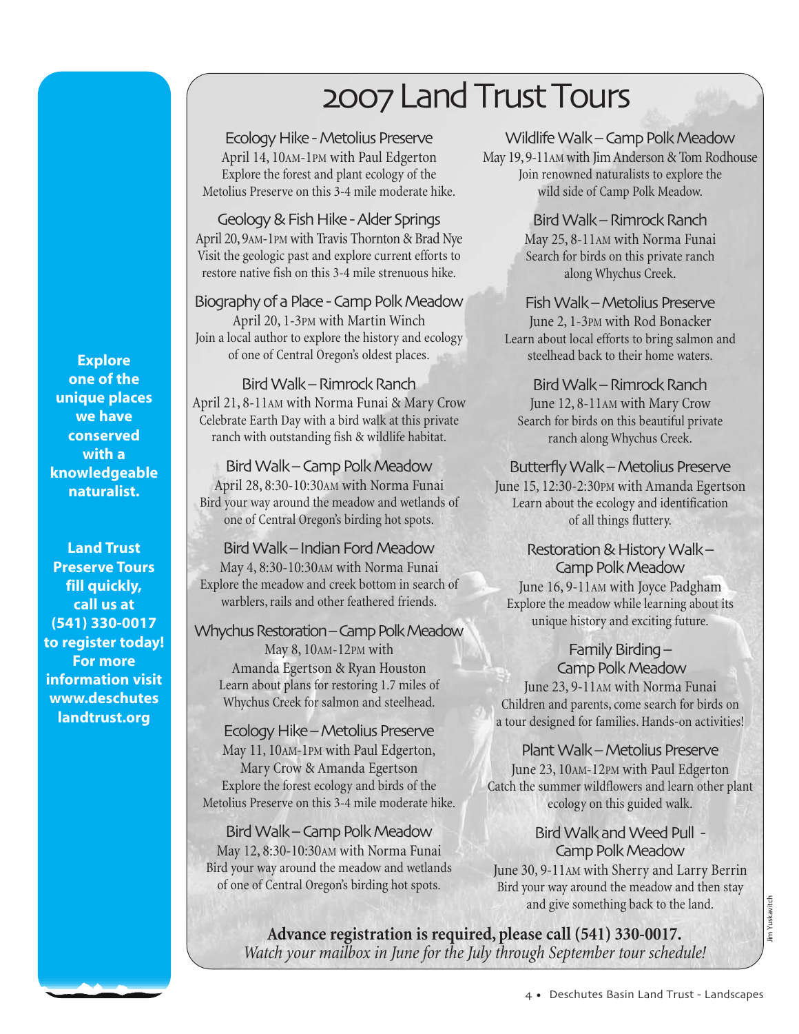Explore one of the unique places we have conserved with a knowledgeable naturalist.

**Land Trust Preserve Tours fill quickly, call us at (541) 330-0017 to register today! For more information visit www.deschuteslandtrust.org**

# 2007 Land Trust Tours

### Ecology Hike - Metolius Preserve
April 14, 10AM-1PM with Paul Edgerton
Explore the forest and plant ecology of the Metolius Preserve on this 3-4 mile moderate hike.

### Geology & Fish Hike - Alder Springs
April 20, 9AM-1PM with Travis Thornton & Brad Nye
Visit the geologic past and explore current efforts to restore native fish on this 3-4 mile strenuous hike.

### Biography of a Place - Camp Polk Meadow
April 20, 1-3PM with Martin Winch
Join a local author to explore the history and ecology of one of Central Oregon's oldest places.

### Bird Walk – Rimrock Ranch
April 21, 8-11AM with Norma Funai & Mary Crow
Celebrate Earth Day with a bird walk at this private ranch with outstanding fish & wildlife habitat.

### Bird Walk – Camp Polk Meadow
April 28, 8:30-10:30AM with Norma Funai
Bird your way around the meadow and wetlands of one of Central Oregon's birding hot spots.

### Bird Walk – Indian Ford Meadow
May 4, 8:30-10:30AM with Norma Funai
Explore the meadow and creek bottom in search of warblers, rails and other feathered friends.

### Whychus Restoration – Camp Polk Meadow
May 8, 10AM-12PM with Amanda Egertson & Ryan Houston
Learn about plans for restoring 1.7 miles of Whychus Creek for salmon and steelhead.

### Ecology Hike – Metolius Preserve
May 11, 10AM-1PM with Paul Edgerton, Mary Crow & Amanda Egertson
Explore the forest ecology and birds of the Metolius Preserve on this 3-4 mile moderate hike.

### Bird Walk – Camp Polk Meadow
May 12, 8:30-10:30AM with Norma Funai
Bird your way around the meadow and wetlands of one of Central Oregon's birding hot spots.

### Wildlife Walk – Camp Polk Meadow
May 19, 9-11AM with Jim Anderson & Tom Rodhouse
Join renowned naturalists to explore the wild side of Camp Polk Meadow.

### Bird Walk – Rimrock Ranch
May 25, 8-11AM with Norma Funai
Search for birds on this private ranch along Whychus Creek.

### Fish Walk – Metolius Preserve
June 2, 1-3PM with Rod Bonacker
Learn about local efforts to bring salmon and steelhead back to their home waters.

### Bird Walk – Rimrock Ranch
June 12, 8-11AM with Mary Crow
Search for birds on this beautiful private ranch along Whychus Creek.

### Butterfly Walk – Metolius Preserve
June 15, 12:30-2:30PM with Amanda Egertson
Learn about the ecology and identification of all things fluttery.

### Restoration & History Walk – Camp Polk Meadow
June 16, 9-11AM with Joyce Padgham
Explore the meadow while learning about its unique history and exciting future.

### Family Birding – Camp Polk Meadow
June 23, 9-11AM with Norma Funai
Children and parents, come search for birds on a tour designed for families. Hands-on activities!

### Plant Walk – Metolius Preserve
June 23, 10AM-12PM with Paul Edgerton
Catch the summer wildflowers and learn other plant ecology on this guided walk.

### Bird Walk and Weed Pull - Camp Polk Meadow
June 30, 9-11AM with Sherry and Larry Berrin
Bird your way around the meadow and then stay and give something back to the land.

**Advance registration is required, please call (541) 330-0017.**
*Watch your mailbox in June for the July through September tour schedule!*

Jim Yuskavitch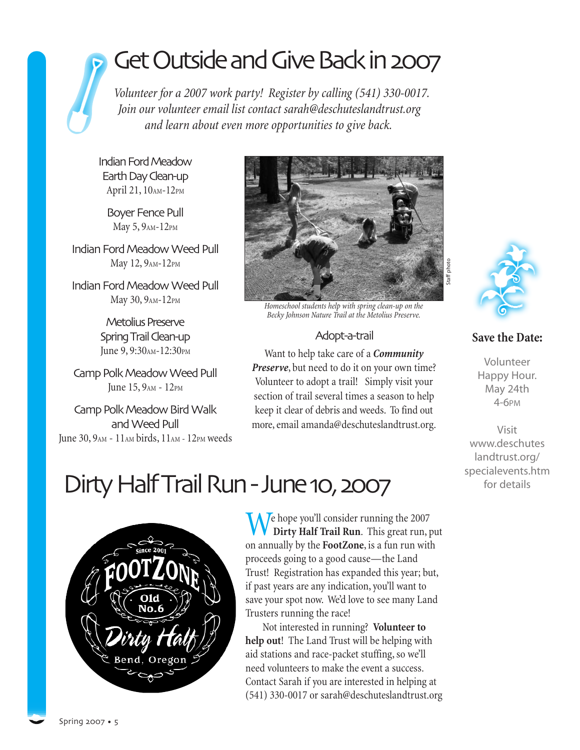# Get Outside and Give Back in 2007

*Volunteer for a 2007 work party! Register by calling (541) 330-0017. Join our volunteer email list contact sarah@deschuteslandtrust.org and learn about even more opportunities to give back.*

Indian Ford Meadow Earth Day Clean-up
April 21, 10AM-12PM

Boyer Fence Pull
May 5, 9AM-12PM

Indian Ford Meadow Weed Pull
May 12, 9AM-12PM

Indian Ford Meadow Weed Pull
May 30, 9AM-12PM

Metolius Preserve Spring Trail Clean-up
June 9, 9:30AM-12:30PM

Camp Polk Meadow Weed Pull
June 15, 9AM - 12PM

Camp Polk Meadow Bird Walk and Weed Pull
June 30, 9AM - 11AM birds, 11AM - 12PM weeds

Staff photo

*Homeschool students help with spring clean-up on the Becky Johnson Nature Trail at the Metolius Preserve.*

## Adopt-a-trail

Want to help take care of a ***Community Preserve***, but need to do it on your own time? Volunteer to adopt a trail! Simply visit your section of trail several times a season to help keep it clear of debris and weeds. To find out more, email amanda@deschuteslandtrust.org.

**Save the Date:**

Volunteer Happy Hour. May 24th 4-6PM

Visit www.deschuteslandtrust.org/specialevents.htm for details

# Dirty Half Trail Run - June 10, 2007

Since 2001 FootZone Old No.6 Dirty Half Bend, Oregon

We hope you'll consider running the 2007 **Dirty Half Trail Run**. This great run, put on annually by the **FootZone**, is a fun run with proceeds going to a good cause—the Land Trust! Registration has expanded this year; but, if past years are any indication, you'll want to save your spot now. We'd love to see many Land Trusters running the race!

Not interested in running? **Volunteer to help out**! The Land Trust will be helping with aid stations and race-packet stuffing, so we'll need volunteers to make the event a success. Contact Sarah if you are interested in helping at (541) 330-0017 or sarah@deschuteslandtrust.org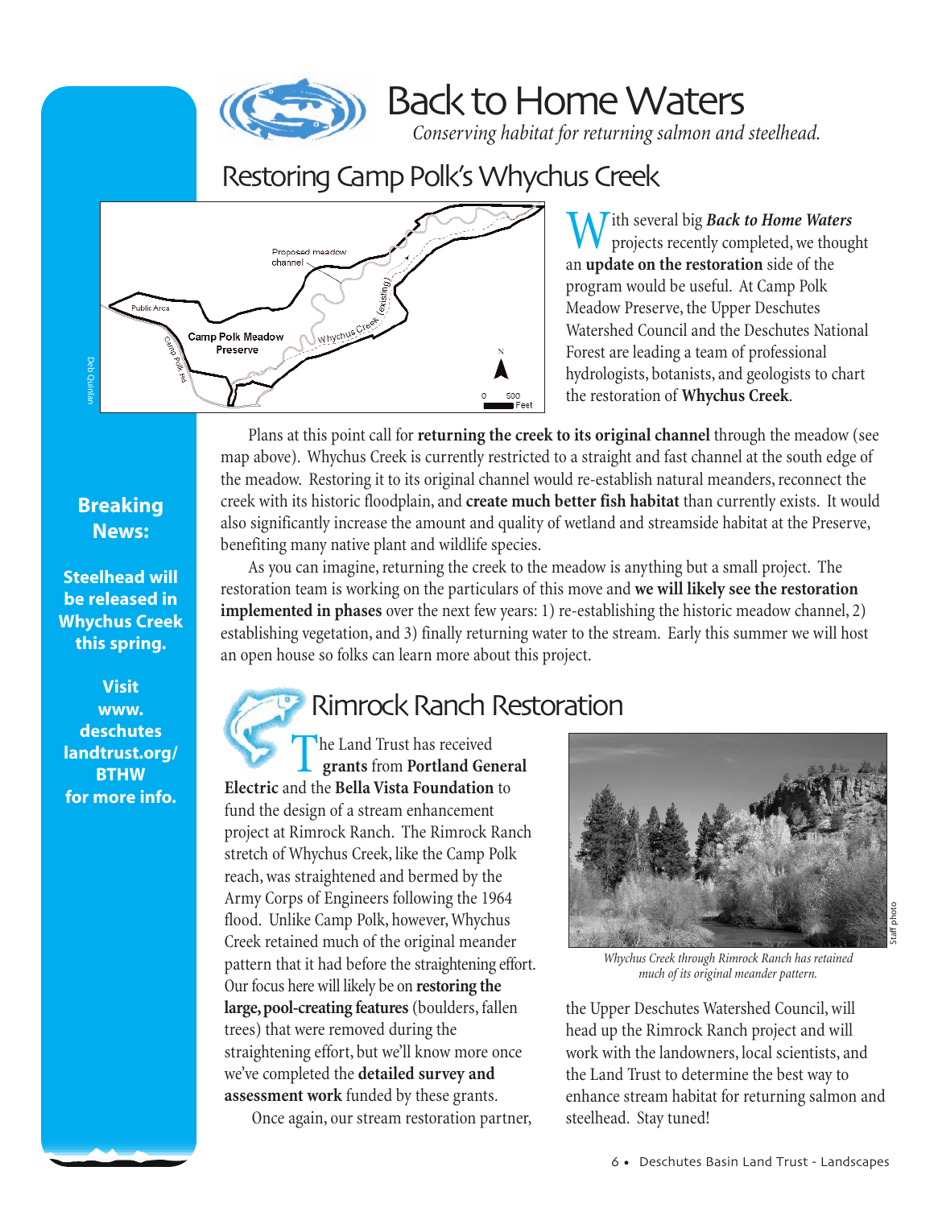# Back to Home Waters

*Conserving habitat for returning salmon and steelhead.*

## Restoring Camp Polk's Whychus Creek

With several big ***Back to Home Waters*** projects recently completed, we thought an **update on the restoration** side of the program would be useful. At Camp Polk Meadow Preserve, the Upper Deschutes Watershed Council and the Deschutes National Forest are leading a team of professional hydrologists, botanists, and geologists to chart the restoration of **Whychus Creek**.

Plans at this point call for **returning the creek to its original channel** through the meadow (see map above). Whychus Creek is currently restricted to a straight and fast channel at the south edge of the meadow. Restoring it to its original channel would re-establish natural meanders, reconnect the creek with its historic floodplain, and **create much better fish habitat** than currently exists. It would also significantly increase the amount and quality of wetland and streamside habitat at the Preserve, benefiting many native plant and wildlife species.

As you can imagine, returning the creek to the meadow is anything but a small project. The restoration team is working on the particulars of this move and **we will likely see the restoration implemented in phases** over the next few years: 1) re-establishing the historic meadow channel, 2) establishing vegetation, and 3) finally returning water to the stream. Early this summer we will host an open house so folks can learn more about this project.

**Breaking News:**

**Steelhead will be released in Whychus Creek this spring.**

**Visit www.deschuteslandtrust.org/BTHW for more info.**

## Rimrock Ranch Restoration

The Land Trust has received **grants** from **Portland General Electric** and the **Bella Vista Foundation** to fund the design of a stream enhancement project at Rimrock Ranch. The Rimrock Ranch stretch of Whychus Creek, like the Camp Polk reach, was straightened and bermed by the Army Corps of Engineers following the 1964 flood. Unlike Camp Polk, however, Whychus Creek retained much of the original meander pattern that it had before the straightening effort. Our focus here will likely be on **restoring the large, pool-creating features** (boulders, fallen trees) that were removed during the straightening effort, but we'll know more once we've completed the **detailed survey and assessment work** funded by these grants.

Once again, our stream restoration partner, the Upper Deschutes Watershed Council, will head up the Rimrock Ranch project and will work with the landowners, local scientists, and the Land Trust to determine the best way to enhance stream habitat for returning salmon and steelhead. Stay tuned!

*Whychus Creek through Rimrock Ranch has retained much of its original meander pattern.*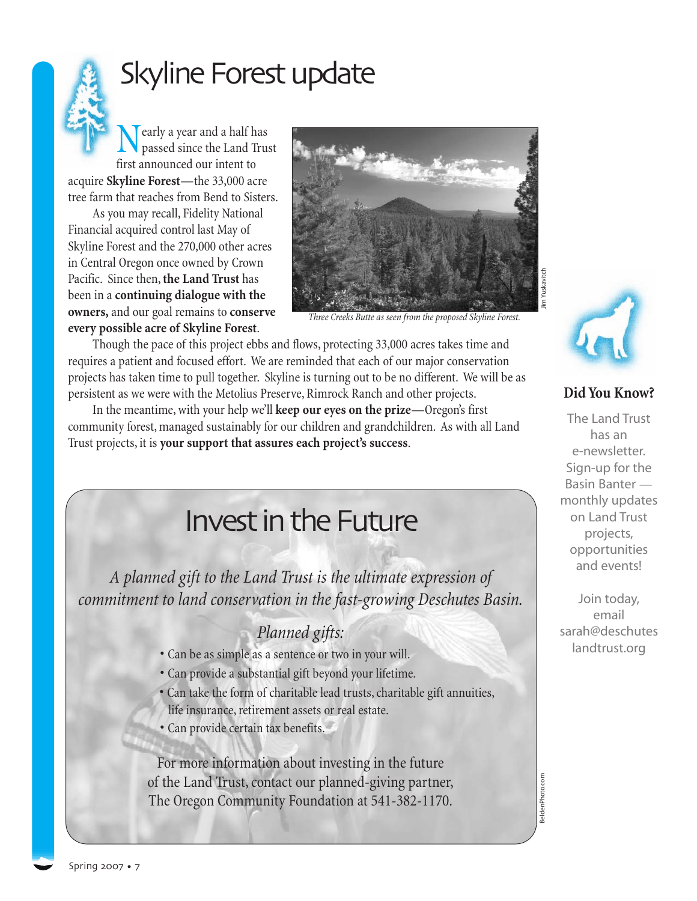# Skyline Forest update

Nearly a year and a half has passed since the Land Trust first announced our intent to acquire **Skyline Forest**—the 33,000 acre tree farm that reaches from Bend to Sisters.

As you may recall, Fidelity National Financial acquired control last May of Skyline Forest and the 270,000 other acres in Central Oregon once owned by Crown Pacific. Since then, **the Land Trust** has been in a **continuing dialogue with the owners,** and our goal remains to **conserve every possible acre of Skyline Forest**.

*Three Creeks Butte as seen from the proposed Skyline Forest.*

Jim Yuskavitch

Though the pace of this project ebbs and flows, protecting 33,000 acres takes time and requires a patient and focused effort. We are reminded that each of our major conservation projects has taken time to pull together. Skyline is turning out to be no different. We will be as persistent as we were with the Metolius Preserve, Rimrock Ranch and other projects.

In the meantime, with your help we'll **keep our eyes on the prize**—Oregon's first community forest, managed sustainably for our children and grandchildren. As with all Land Trust projects, it is **your support that assures each project's success**.

## Did You Know?

The Land Trust has an e-newsletter. Sign-up for the Basin Banter — monthly updates on Land Trust projects, opportunities and events!

Join today, email sarah@deschuteslandtrust.org

## Invest in the Future

*A planned gift to the Land Trust is the ultimate expression of commitment to land conservation in the fast-growing Deschutes Basin.*

*Planned gifts:*

- Can be as simple as a sentence or two in your will.
- Can provide a substantial gift beyond your lifetime.
- Can take the form of charitable lead trusts, charitable gift annuities, life insurance, retirement assets or real estate.
- Can provide certain tax benefits.

For more information about investing in the future of the Land Trust, contact our planned-giving partner, The Oregon Community Foundation at 541-382-1170.

BeldenPhoto.com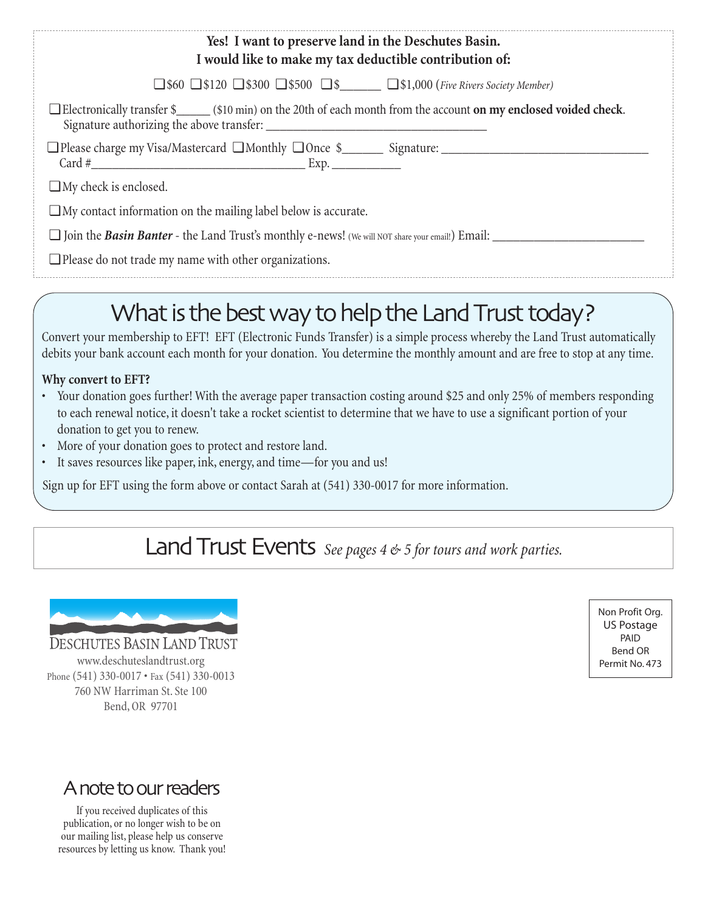**Yes! I want to preserve land in the Deschutes Basin.**
**I would like to make my tax deductible contribution of:**

❑$60 ❑$120 ❑$300 ❑$500 ❑$_______ ❑$1,000 (*Five Rivers Society Member*)

❑Electronically transfer $______ ($10 min) on the 20th of each month from the account **on my enclosed voided check**.
Signature authorizing the above transfer: ____________________________________

❑Please charge my Visa/Mastercard ❑Monthly ❑Once $_______ Signature: ___________________________________
Card #___________________________________ Exp. ___________

❑My check is enclosed.

❑My contact information on the mailing label below is accurate.

❑ Join the ***Basin Banter*** - the Land Trust's monthly e-news! (We will NOT share your email!) Email: _________________________

❑Please do not trade my name with other organizations.

## What is the best way to help the Land Trust today?

Convert your membership to EFT! EFT (Electronic Funds Transfer) is a simple process whereby the Land Trust automatically debits your bank account each month for your donation. You determine the monthly amount and are free to stop at any time.

**Why convert to EFT?**

- Your donation goes further! With the average paper transaction costing around $25 and only 25% of members responding to each renewal notice, it doesn't take a rocket scientist to determine that we have to use a significant portion of your donation to get you to renew.
- More of your donation goes to protect and restore land.
- It saves resources like paper, ink, energy, and time—for you and us!

Sign up for EFT using the form above or contact Sarah at (541) 330-0017 for more information.

## Land Trust Events *See pages 4 & 5 for tours and work parties.*

DESCHUTES BASIN LAND TRUST
www.deschuteslandtrust.org
Phone (541) 330-0017 • Fax (541) 330-0013
760 NW Harriman St. Ste 100
Bend, OR 97701

Non Profit Org.
US Postage
PAID
Bend OR
Permit No. 473

## A note to our readers

If you received duplicates of this publication, or no longer wish to be on our mailing list, please help us conserve resources by letting us know. Thank you!